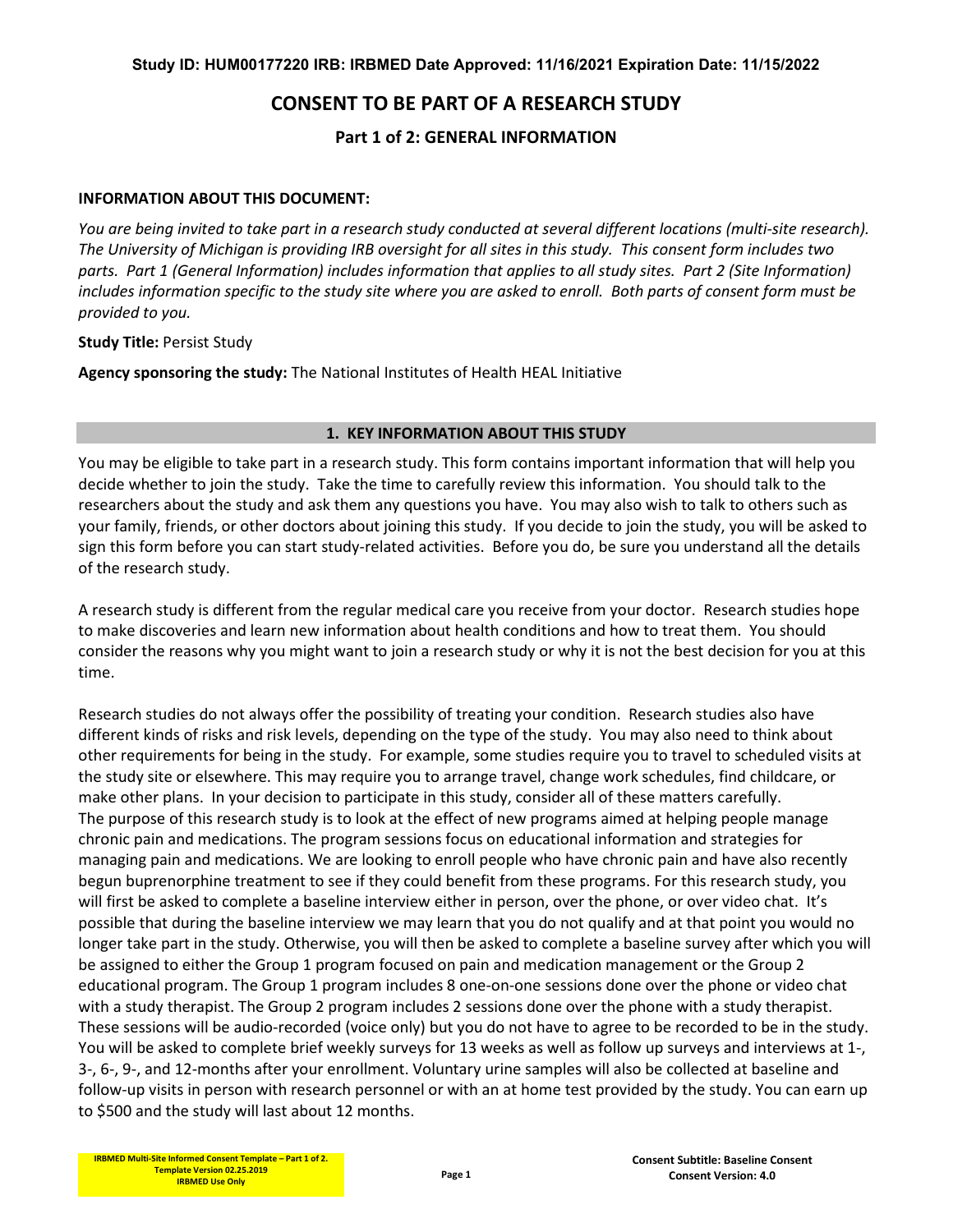Study ID: HUM00177220 IRB: IRBMED Date Approved: 11/16/2021 Expiration Date: 11/15/2022

# CONSENT TO BE PART OF A RESEARCH STUDY

## Part 1 of 2: GENERAL INFORMATION

**INFORMATION ABOUT THIS DOCUMENT:**

*You are being invited to take part in a research study conducted at several different locations (multi-site research). The University of Michigan is providing IRB oversight for all sites in this study. This consent form includes two parts. Part 1 (General Information) includes information that applies to all study sites. Part 2 (Site Information) includes information specific to the study site where you are asked to enroll. Both parts of consent form must be provided to you.*

**Study Title:** Persist Study

**Agency sponsoring the study:** The National Institutes of Health HEAL Initiative

## 1. KEY INFORMATION ABOUT THIS STUDY

You may be eligible to take part in a research study. This form contains important information that will help you decide whether to join the study. Take the time to carefully review this information. You should talk to the researchers about the study and ask them any questions you have. You may also wish to talk to others such as your family, friends, or other doctors about joining this study. If you decide to join the study, you will be asked to sign this form before you can start study-related activities. Before you do, be sure you understand all the details of the research study.

A research study is different from the regular medical care you receive from your doctor. Research studies hope to make discoveries and learn new information about health conditions and how to treat them. You should consider the reasons why you might want to join a research study or why it is not the best decision for you at this time.

Research studies do not always offer the possibility of treating your condition. Research studies also have different kinds of risks and risk levels, depending on the type of the study. You may also need to think about other requirements for being in the study. For example, some studies require you to travel to scheduled visits at the study site or elsewhere. This may require you to arrange travel, change work schedules, find childcare, or make other plans. In your decision to participate in this study, consider all of these matters carefully.
The purpose of this research study is to look at the effect of new programs aimed at helping people manage chronic pain and medications. The program sessions focus on educational information and strategies for managing pain and medications. We are looking to enroll people who have chronic pain and have also recently begun buprenorphine treatment to see if they could benefit from these programs. For this research study, you will first be asked to complete a baseline interview either in person, over the phone, or over video chat. It's possible that during the baseline interview we may learn that you do not qualify and at that point you would no longer take part in the study. Otherwise, you will then be asked to complete a baseline survey after which you will be assigned to either the Group 1 program focused on pain and medication management or the Group 2 educational program. The Group 1 program includes 8 one-on-one sessions done over the phone or video chat with a study therapist. The Group 2 program includes 2 sessions done over the phone with a study therapist. These sessions will be audio-recorded (voice only) but you do not have to agree to be recorded to be in the study. You will be asked to complete brief weekly surveys for 13 weeks as well as follow up surveys and interviews at 1-, 3-, 6-, 9-, and 12-months after your enrollment. Voluntary urine samples will also be collected at baseline and follow-up visits in person with research personnel or with an at home test provided by the study. You can earn up to $500 and the study will last about 12 months.

IRBMED Multi-Site Informed Consent Template – Part 1 of 2.
Template Version 02.25.2019
IRBMED Use Only

Consent Subtitle: Baseline Consent
Consent Version: 4.0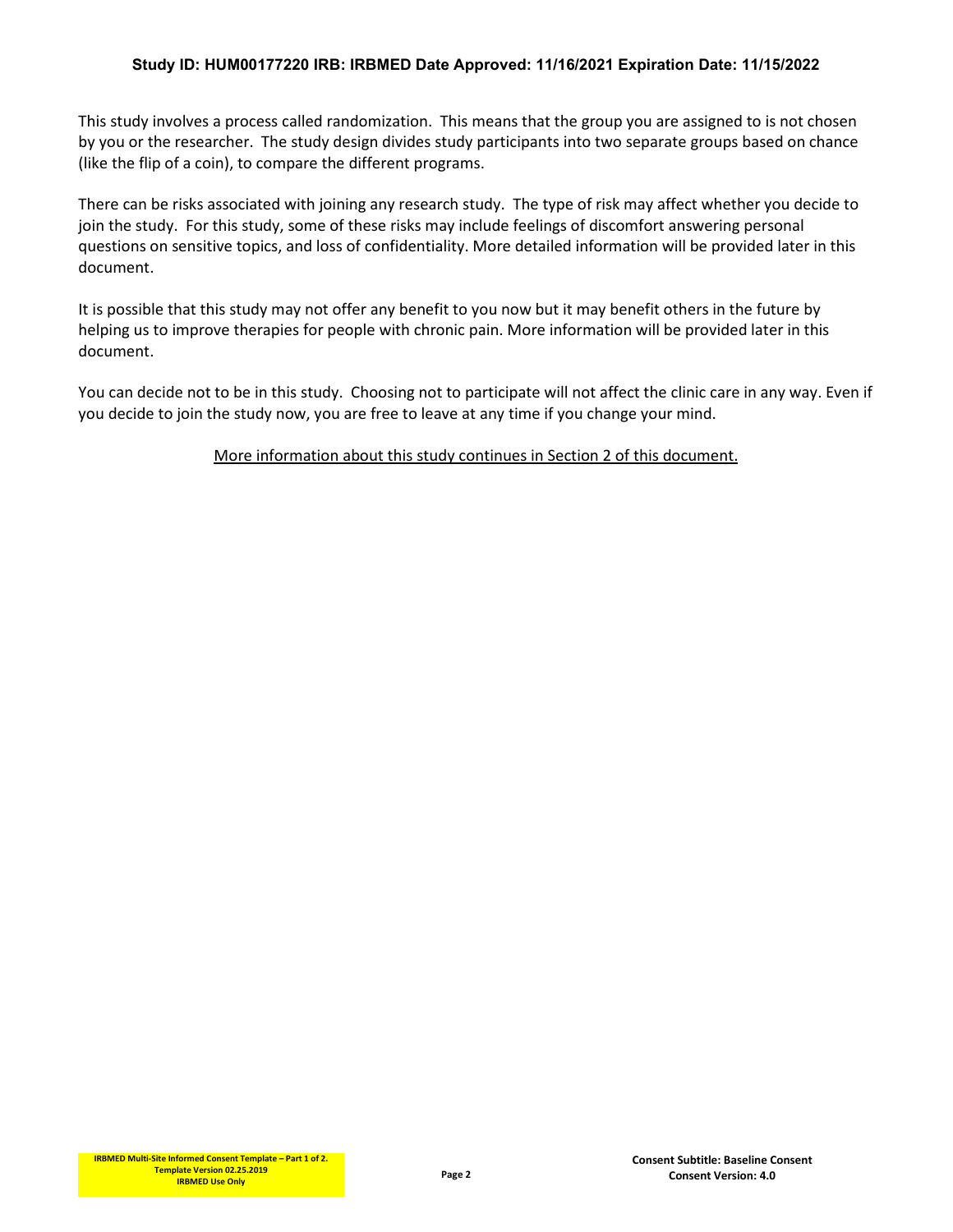This study involves a process called randomization. This means that the group you are assigned to is not chosen by you or the researcher. The study design divides study participants into two separate groups based on chance (like the flip of a coin), to compare the different programs.

There can be risks associated with joining any research study. The type of risk may affect whether you decide to join the study. For this study, some of these risks may include feelings of discomfort answering personal questions on sensitive topics, and loss of confidentiality. More detailed information will be provided later in this document.

It is possible that this study may not offer any benefit to you now but it may benefit others in the future by helping us to improve therapies for people with chronic pain. More information will be provided later in this document.

You can decide not to be in this study. Choosing not to participate will not affect the clinic care in any way. Even if you decide to join the study now, you are free to leave at any time if you change your mind.

More information about this study continues in Section 2 of this document.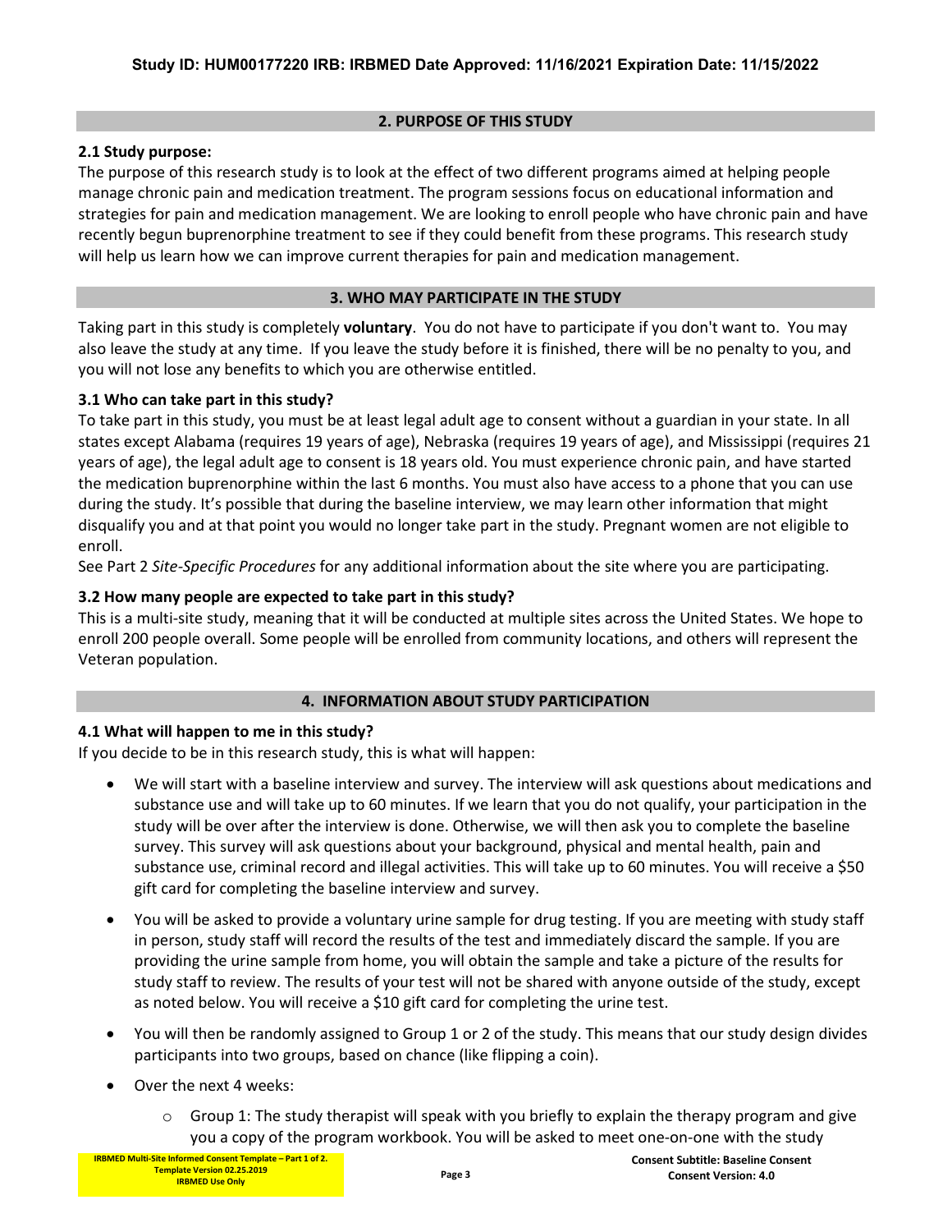## 2. PURPOSE OF THIS STUDY

**2.1 Study purpose:**

The purpose of this research study is to look at the effect of two different programs aimed at helping people manage chronic pain and medication treatment. The program sessions focus on educational information and strategies for pain and medication management. We are looking to enroll people who have chronic pain and have recently begun buprenorphine treatment to see if they could benefit from these programs. This research study will help us learn how we can improve current therapies for pain and medication management.

## 3. WHO MAY PARTICIPATE IN THE STUDY

Taking part in this study is completely **voluntary**. You do not have to participate if you don't want to. You may also leave the study at any time. If you leave the study before it is finished, there will be no penalty to you, and you will not lose any benefits to which you are otherwise entitled.

**3.1 Who can take part in this study?**

To take part in this study, you must be at least legal adult age to consent without a guardian in your state. In all states except Alabama (requires 19 years of age), Nebraska (requires 19 years of age), and Mississippi (requires 21 years of age), the legal adult age to consent is 18 years old. You must experience chronic pain, and have started the medication buprenorphine within the last 6 months. You must also have access to a phone that you can use during the study. It's possible that during the baseline interview, we may learn other information that might disqualify you and at that point you would no longer take part in the study. Pregnant women are not eligible to enroll.

See Part 2 *Site-Specific Procedures* for any additional information about the site where you are participating.

**3.2 How many people are expected to take part in this study?**

This is a multi-site study, meaning that it will be conducted at multiple sites across the United States. We hope to enroll 200 people overall. Some people will be enrolled from community locations, and others will represent the Veteran population.

## 4. INFORMATION ABOUT STUDY PARTICIPATION

**4.1 What will happen to me in this study?**

If you decide to be in this research study, this is what will happen:

- We will start with a baseline interview and survey. The interview will ask questions about medications and substance use and will take up to 60 minutes. If we learn that you do not qualify, your participation in the study will be over after the interview is done. Otherwise, we will then ask you to complete the baseline survey. This survey will ask questions about your background, physical and mental health, pain and substance use, criminal record and illegal activities. This will take up to 60 minutes. You will receive a $50 gift card for completing the baseline interview and survey.
- You will be asked to provide a voluntary urine sample for drug testing. If you are meeting with study staff in person, study staff will record the results of the test and immediately discard the sample. If you are providing the urine sample from home, you will obtain the sample and take a picture of the results for study staff to review. The results of your test will not be shared with anyone outside of the study, except as noted below. You will receive a $10 gift card for completing the urine test.
- You will then be randomly assigned to Group 1 or 2 of the study. This means that our study design divides participants into two groups, based on chance (like flipping a coin).
- Over the next 4 weeks:
  - Group 1: The study therapist will speak with you briefly to explain the therapy program and give you a copy of the program workbook. You will be asked to meet one-on-one with the study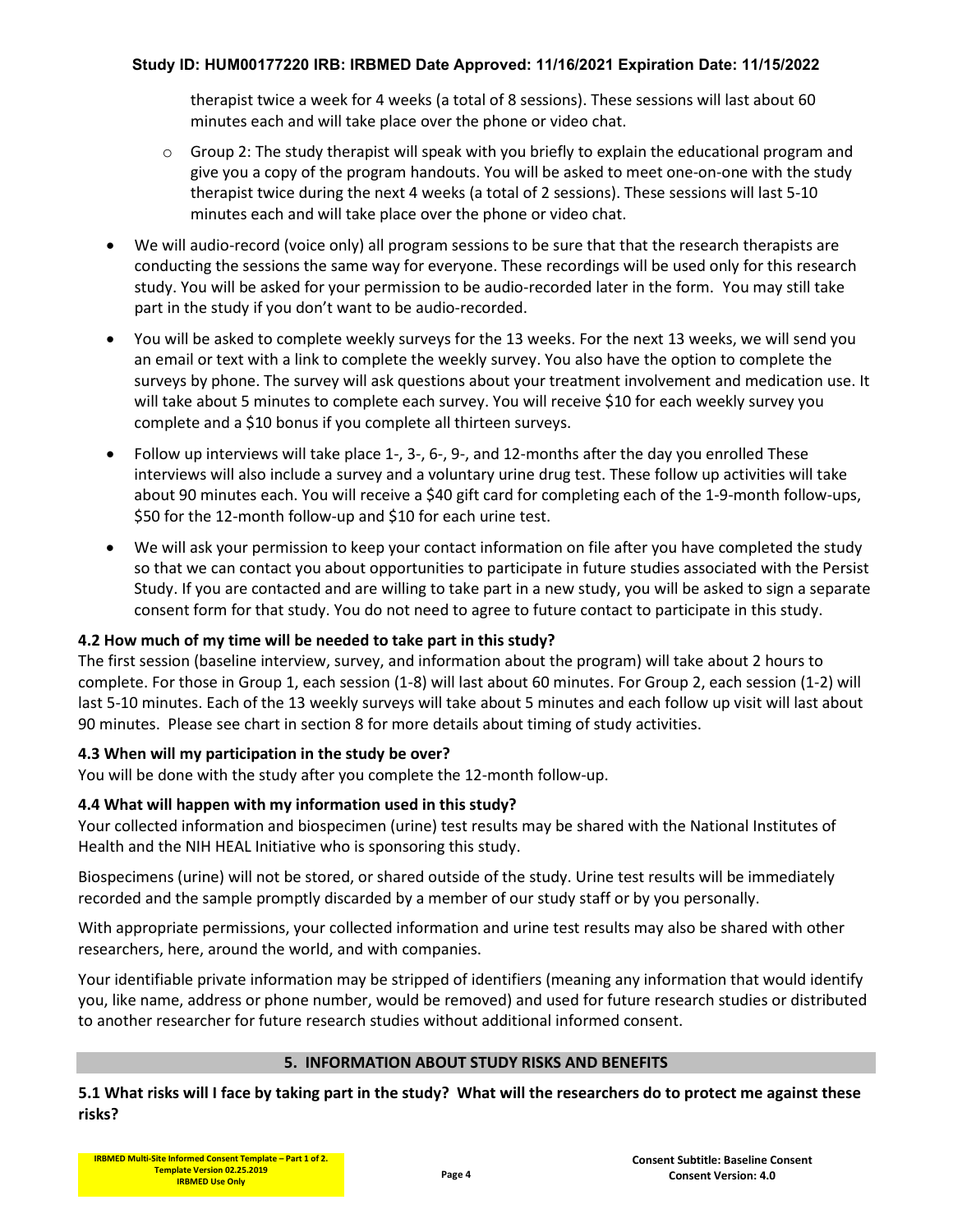therapist twice a week for 4 weeks (a total of 8 sessions). These sessions will last about 60 minutes each and will take place over the phone or video chat.

    - Group 2: The study therapist will speak with you briefly to explain the educational program and give you a copy of the program handouts. You will be asked to meet one-on-one with the study therapist twice during the next 4 weeks (a total of 2 sessions). These sessions will last 5-10 minutes each and will take place over the phone or video chat.

- We will audio-record (voice only) all program sessions to be sure that that the research therapists are conducting the sessions the same way for everyone. These recordings will be used only for this research study. You will be asked for your permission to be audio-recorded later in the form. You may still take part in the study if you don't want to be audio-recorded.
- You will be asked to complete weekly surveys for the 13 weeks. For the next 13 weeks, we will send you an email or text with a link to complete the weekly survey. You also have the option to complete the surveys by phone. The survey will ask questions about your treatment involvement and medication use. It will take about 5 minutes to complete each survey. You will receive $10 for each weekly survey you complete and a $10 bonus if you complete all thirteen surveys.
- Follow up interviews will take place 1-, 3-, 6-, 9-, and 12-months after the day you enrolled These interviews will also include a survey and a voluntary urine drug test. These follow up activities will take about 90 minutes each. You will receive a $40 gift card for completing each of the 1-9-month follow-ups, $50 for the 12-month follow-up and $10 for each urine test.
- We will ask your permission to keep your contact information on file after you have completed the study so that we can contact you about opportunities to participate in future studies associated with the Persist Study. If you are contacted and are willing to take part in a new study, you will be asked to sign a separate consent form for that study. You do not need to agree to future contact to participate in this study.

### 4.2 How much of my time will be needed to take part in this study?

The first session (baseline interview, survey, and information about the program) will take about 2 hours to complete. For those in Group 1, each session (1-8) will last about 60 minutes. For Group 2, each session (1-2) will last 5-10 minutes. Each of the 13 weekly surveys will take about 5 minutes and each follow up visit will last about 90 minutes. Please see chart in section 8 for more details about timing of study activities.

### 4.3 When will my participation in the study be over?

You will be done with the study after you complete the 12-month follow-up.

### 4.4 What will happen with my information used in this study?

Your collected information and biospecimen (urine) test results may be shared with the National Institutes of Health and the NIH HEAL Initiative who is sponsoring this study.

Biospecimens (urine) will not be stored, or shared outside of the study. Urine test results will be immediately recorded and the sample promptly discarded by a member of our study staff or by you personally.

With appropriate permissions, your collected information and urine test results may also be shared with other researchers, here, around the world, and with companies.

Your identifiable private information may be stripped of identifiers (meaning any information that would identify you, like name, address or phone number, would be removed) and used for future research studies or distributed to another researcher for future research studies without additional informed consent.

## 5. INFORMATION ABOUT STUDY RISKS AND BENEFITS

### 5.1 What risks will I face by taking part in the study? What will the researchers do to protect me against these risks?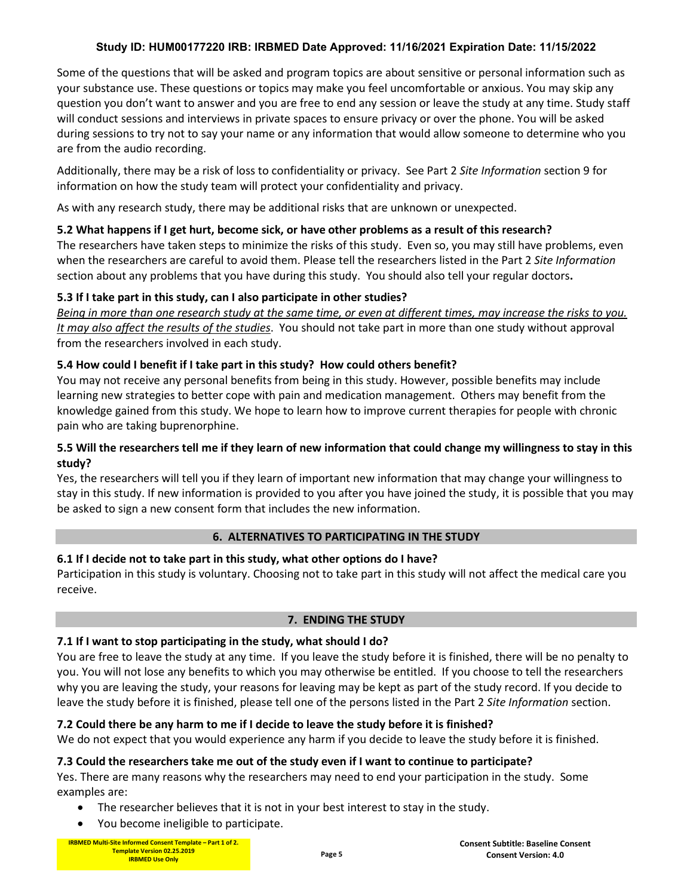Some of the questions that will be asked and program topics are about sensitive or personal information such as your substance use. These questions or topics may make you feel uncomfortable or anxious. You may skip any question you don't want to answer and you are free to end any session or leave the study at any time. Study staff will conduct sessions and interviews in private spaces to ensure privacy or over the phone. You will be asked during sessions to try not to say your name or any information that would allow someone to determine who you are from the audio recording.

Additionally, there may be a risk of loss to confidentiality or privacy. See Part 2 *Site Information* section 9 for information on how the study team will protect your confidentiality and privacy.

As with any research study, there may be additional risks that are unknown or unexpected.

**5.2 What happens if I get hurt, become sick, or have other problems as a result of this research?**

The researchers have taken steps to minimize the risks of this study. Even so, you may still have problems, even when the researchers are careful to avoid them. Please tell the researchers listed in the Part 2 *Site Information* section about any problems that you have during this study. You should also tell your regular doctors**.**

**5.3 If I take part in this study, can I also participate in other studies?**

*Being in more than one research study at the same time, or even at different times, may increase the risks to you. It may also affect the results of the studies*. You should not take part in more than one study without approval from the researchers involved in each study.

**5.4 How could I benefit if I take part in this study? How could others benefit?**

You may not receive any personal benefits from being in this study. However, possible benefits may include learning new strategies to better cope with pain and medication management. Others may benefit from the knowledge gained from this study. We hope to learn how to improve current therapies for people with chronic pain who are taking buprenorphine.

**5.5 Will the researchers tell me if they learn of new information that could change my willingness to stay in this study?**

Yes, the researchers will tell you if they learn of important new information that may change your willingness to stay in this study. If new information is provided to you after you have joined the study, it is possible that you may be asked to sign a new consent form that includes the new information.

## 6. ALTERNATIVES TO PARTICIPATING IN THE STUDY

**6.1 If I decide not to take part in this study, what other options do I have?**

Participation in this study is voluntary. Choosing not to take part in this study will not affect the medical care you receive.

## 7. ENDING THE STUDY

**7.1 If I want to stop participating in the study, what should I do?**

You are free to leave the study at any time. If you leave the study before it is finished, there will be no penalty to you. You will not lose any benefits to which you may otherwise be entitled. If you choose to tell the researchers why you are leaving the study, your reasons for leaving may be kept as part of the study record. If you decide to leave the study before it is finished, please tell one of the persons listed in the Part 2 *Site Information* section.

**7.2 Could there be any harm to me if I decide to leave the study before it is finished?**

We do not expect that you would experience any harm if you decide to leave the study before it is finished.

**7.3 Could the researchers take me out of the study even if I want to continue to participate?**

Yes. There are many reasons why the researchers may need to end your participation in the study. Some examples are:

- The researcher believes that it is not in your best interest to stay in the study.
- You become ineligible to participate.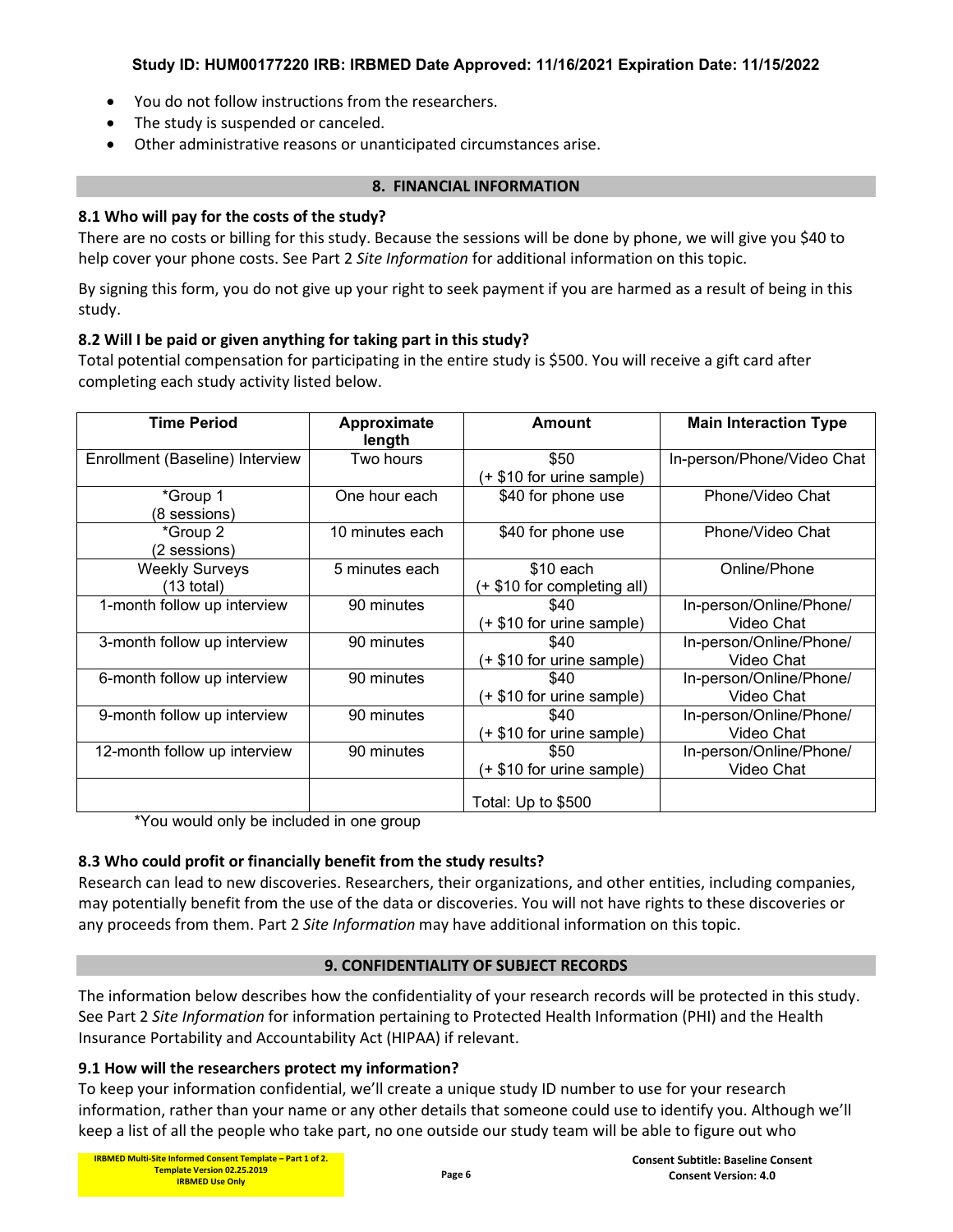- You do not follow instructions from the researchers.
- The study is suspended or canceled.
- Other administrative reasons or unanticipated circumstances arise.

## 8. FINANCIAL INFORMATION

### 8.1 Who will pay for the costs of the study?

There are no costs or billing for this study. Because the sessions will be done by phone, we will give you $40 to help cover your phone costs. See Part 2 *Site Information* for additional information on this topic.

By signing this form, you do not give up your right to seek payment if you are harmed as a result of being in this study.

### 8.2 Will I be paid or given anything for taking part in this study?

Total potential compensation for participating in the entire study is $500. You will receive a gift card after completing each study activity listed below.

| Time Period | Approximate length | Amount | Main Interaction Type |
|---|---|---|---|
| Enrollment (Baseline) Interview | Two hours | $50 (+ $10 for urine sample) | In-person/Phone/Video Chat |
| *Group 1 (8 sessions) | One hour each | $40 for phone use | Phone/Video Chat |
| *Group 2 (2 sessions) | 10 minutes each | $40 for phone use | Phone/Video Chat |
| Weekly Surveys (13 total) | 5 minutes each | $10 each (+ $10 for completing all) | Online/Phone |
| 1-month follow up interview | 90 minutes | $40 (+ $10 for urine sample) | In-person/Online/Phone/ Video Chat |
| 3-month follow up interview | 90 minutes | $40 (+ $10 for urine sample) | In-person/Online/Phone/ Video Chat |
| 6-month follow up interview | 90 minutes | $40 (+ $10 for urine sample) | In-person/Online/Phone/ Video Chat |
| 9-month follow up interview | 90 minutes | $40 (+ $10 for urine sample) | In-person/Online/Phone/ Video Chat |
| 12-month follow up interview | 90 minutes | $50 (+ $10 for urine sample) | In-person/Online/Phone/ Video Chat |
| | | Total: Up to $500 | |

*You would only be included in one group

### 8.3 Who could profit or financially benefit from the study results?

Research can lead to new discoveries. Researchers, their organizations, and other entities, including companies, may potentially benefit from the use of the data or discoveries. You will not have rights to these discoveries or any proceeds from them. Part 2 *Site Information* may have additional information on this topic.

## 9. CONFIDENTIALITY OF SUBJECT RECORDS

The information below describes how the confidentiality of your research records will be protected in this study. See Part 2 *Site Information* for information pertaining to Protected Health Information (PHI) and the Health Insurance Portability and Accountability Act (HIPAA) if relevant.

### 9.1 How will the researchers protect my information?

To keep your information confidential, we'll create a unique study ID number to use for your research information, rather than your name or any other details that someone could use to identify you. Although we'll keep a list of all the people who take part, no one outside our study team will be able to figure out who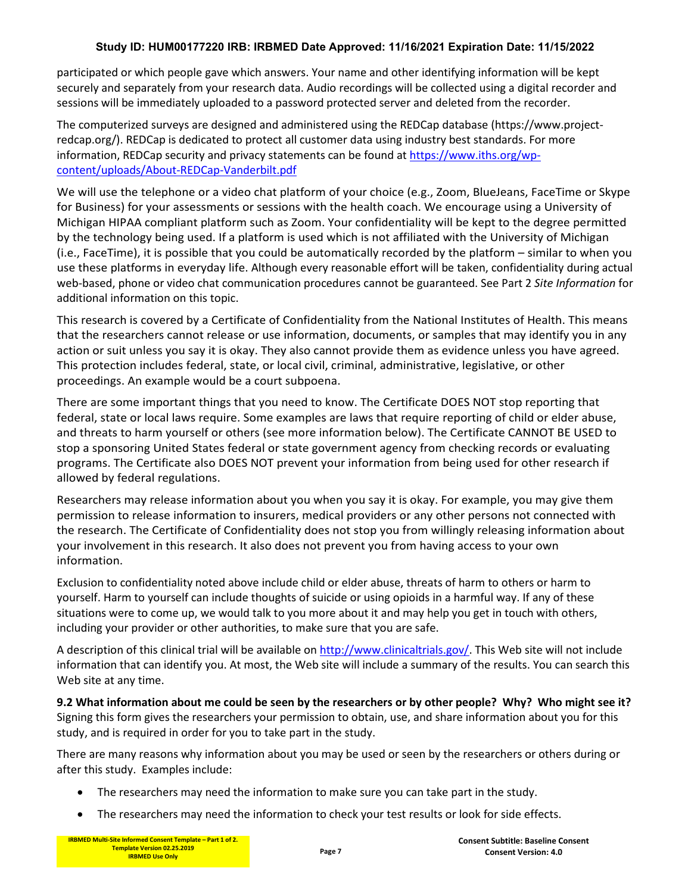participated or which people gave which answers. Your name and other identifying information will be kept securely and separately from your research data. Audio recordings will be collected using a digital recorder and sessions will be immediately uploaded to a password protected server and deleted from the recorder.

The computerized surveys are designed and administered using the REDCap database (https://www.project-redcap.org/). REDCap is dedicated to protect all customer data using industry best standards. For more information, REDCap security and privacy statements can be found at [https://www.iths.org/wp-content/uploads/About-REDCap-Vanderbilt.pdf](https://www.iths.org/wp-content/uploads/About-REDCap-Vanderbilt.pdf)

We will use the telephone or a video chat platform of your choice (e.g., Zoom, BlueJeans, FaceTime or Skype for Business) for your assessments or sessions with the health coach. We encourage using a University of Michigan HIPAA compliant platform such as Zoom. Your confidentiality will be kept to the degree permitted by the technology being used. If a platform is used which is not affiliated with the University of Michigan (i.e., FaceTime), it is possible that you could be automatically recorded by the platform – similar to when you use these platforms in everyday life. Although every reasonable effort will be taken, confidentiality during actual web-based, phone or video chat communication procedures cannot be guaranteed. See Part 2 *Site Information* for additional information on this topic.

This research is covered by a Certificate of Confidentiality from the National Institutes of Health. This means that the researchers cannot release or use information, documents, or samples that may identify you in any action or suit unless you say it is okay. They also cannot provide them as evidence unless you have agreed. This protection includes federal, state, or local civil, criminal, administrative, legislative, or other proceedings. An example would be a court subpoena.

There are some important things that you need to know. The Certificate DOES NOT stop reporting that federal, state or local laws require. Some examples are laws that require reporting of child or elder abuse, and threats to harm yourself or others (see more information below). The Certificate CANNOT BE USED to stop a sponsoring United States federal or state government agency from checking records or evaluating programs. The Certificate also DOES NOT prevent your information from being used for other research if allowed by federal regulations.

Researchers may release information about you when you say it is okay. For example, you may give them permission to release information to insurers, medical providers or any other persons not connected with the research. The Certificate of Confidentiality does not stop you from willingly releasing information about your involvement in this research. It also does not prevent you from having access to your own information.

Exclusion to confidentiality noted above include child or elder abuse, threats of harm to others or harm to yourself. Harm to yourself can include thoughts of suicide or using opioids in a harmful way. If any of these situations were to come up, we would talk to you more about it and may help you get in touch with others, including your provider or other authorities, to make sure that you are safe.

A description of this clinical trial will be available on [http://www.clinicaltrials.gov/](http://www.clinicaltrials.gov/). This Web site will not include information that can identify you. At most, the Web site will include a summary of the results. You can search this Web site at any time.

**9.2 What information about me could be seen by the researchers or by other people? Why? Who might see it?**
Signing this form gives the researchers your permission to obtain, use, and share information about you for this study, and is required in order for you to take part in the study.

There are many reasons why information about you may be used or seen by the researchers or others during or after this study. Examples include:

- The researchers may need the information to make sure you can take part in the study.
- The researchers may need the information to check your test results or look for side effects.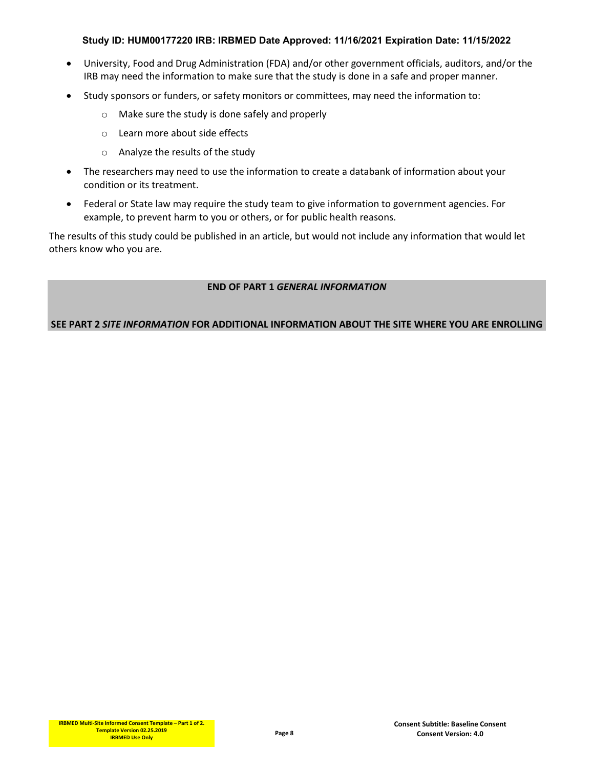- University, Food and Drug Administration (FDA) and/or other government officials, auditors, and/or the IRB may need the information to make sure that the study is done in a safe and proper manner.
- Study sponsors or funders, or safety monitors or committees, may need the information to:
  - Make sure the study is done safely and properly
  - Learn more about side effects
  - Analyze the results of the study
- The researchers may need to use the information to create a databank of information about your condition or its treatment.
- Federal or State law may require the study team to give information to government agencies. For example, to prevent harm to you or others, or for public health reasons.

The results of this study could be published in an article, but would not include any information that would let others know who you are.

**END OF PART 1 *GENERAL INFORMATION***

**SEE PART 2 *SITE INFORMATION* FOR ADDITIONAL INFORMATION ABOUT THE SITE WHERE YOU ARE ENROLLING**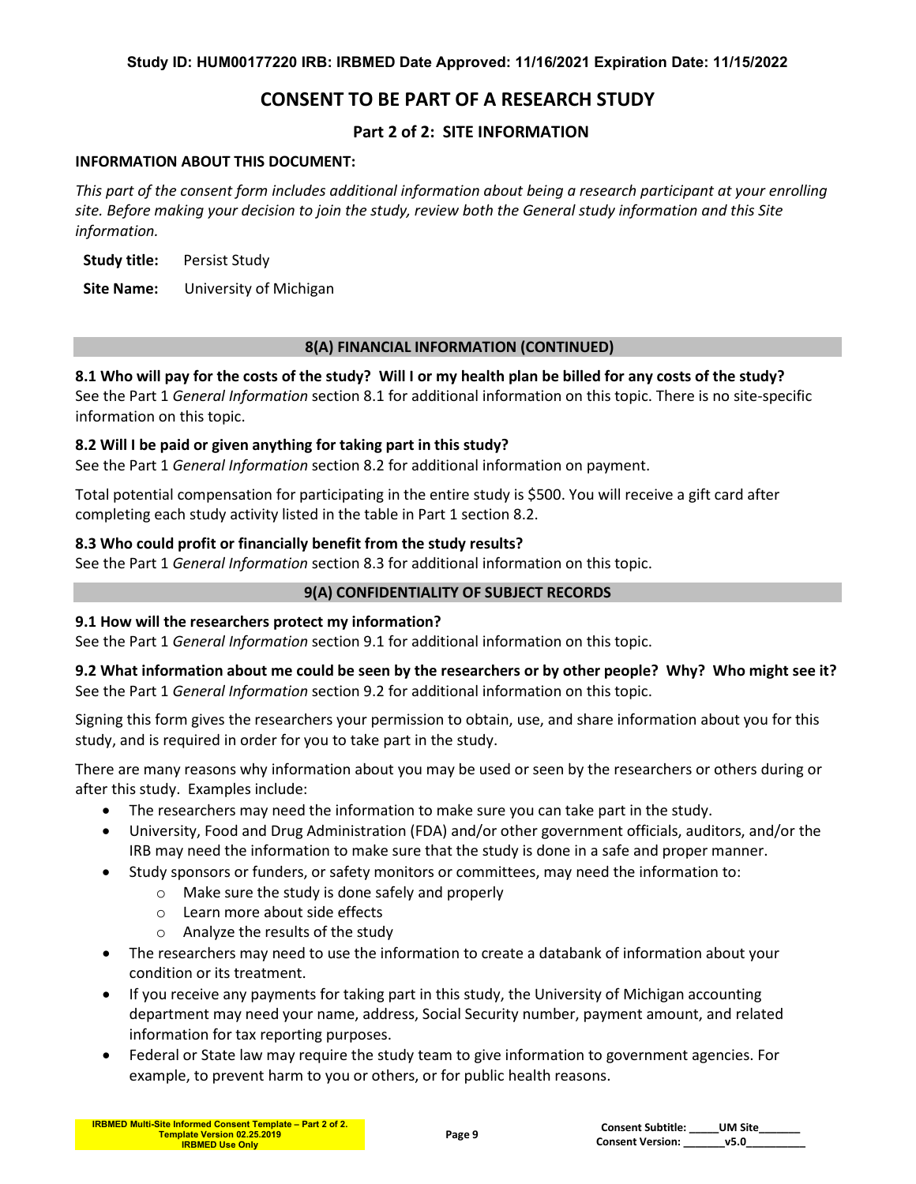# CONSENT TO BE PART OF A RESEARCH STUDY

## Part 2 of 2: SITE INFORMATION

**INFORMATION ABOUT THIS DOCUMENT:**

*This part of the consent form includes additional information about being a research participant at your enrolling site. Before making your decision to join the study, review both the General study information and this Site information.*

**Study title:** Persist Study

**Site Name:** University of Michigan

## 8(A) FINANCIAL INFORMATION (CONTINUED)

**8.1 Who will pay for the costs of the study? Will I or my health plan be billed for any costs of the study?**
See the Part 1 *General Information* section 8.1 for additional information on this topic. There is no site-specific information on this topic.

**8.2 Will I be paid or given anything for taking part in this study?**
See the Part 1 *General Information* section 8.2 for additional information on payment.

Total potential compensation for participating in the entire study is $500. You will receive a gift card after completing each study activity listed in the table in Part 1 section 8.2.

**8.3 Who could profit or financially benefit from the study results?**
See the Part 1 *General Information* section 8.3 for additional information on this topic.

## 9(A) CONFIDENTIALITY OF SUBJECT RECORDS

**9.1 How will the researchers protect my information?**
See the Part 1 *General Information* section 9.1 for additional information on this topic.

**9.2 What information about me could be seen by the researchers or by other people? Why? Who might see it?**
See the Part 1 *General Information* section 9.2 for additional information on this topic.

Signing this form gives the researchers your permission to obtain, use, and share information about you for this study, and is required in order for you to take part in the study.

There are many reasons why information about you may be used or seen by the researchers or others during or after this study. Examples include:

- The researchers may need the information to make sure you can take part in the study.
- University, Food and Drug Administration (FDA) and/or other government officials, auditors, and/or the IRB may need the information to make sure that the study is done in a safe and proper manner.
- Study sponsors or funders, or safety monitors or committees, may need the information to:
  - Make sure the study is done safely and properly
  - Learn more about side effects
  - Analyze the results of the study
- The researchers may need to use the information to create a databank of information about your condition or its treatment.
- If you receive any payments for taking part in this study, the University of Michigan accounting department may need your name, address, Social Security number, payment amount, and related information for tax reporting purposes.
- Federal or State law may require the study team to give information to government agencies. For example, to prevent harm to you or others, or for public health reasons.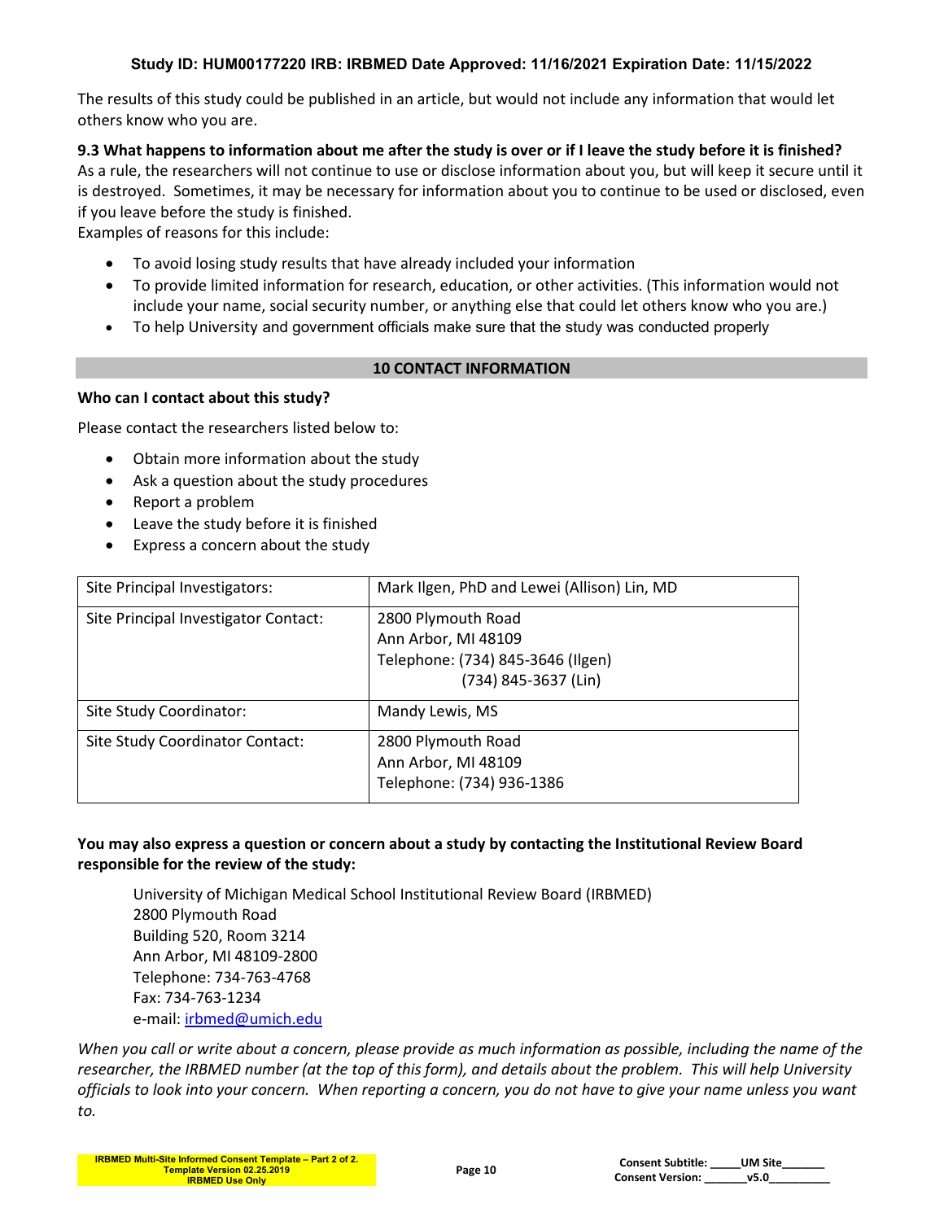The results of this study could be published in an article, but would not include any information that would let others know who you are.

**9.3 What happens to information about me after the study is over or if I leave the study before it is finished?**

As a rule, the researchers will not continue to use or disclose information about you, but will keep it secure until it is destroyed. Sometimes, it may be necessary for information about you to continue to be used or disclosed, even if you leave before the study is finished.

Examples of reasons for this include:

- To avoid losing study results that have already included your information
- To provide limited information for research, education, or other activities. (This information would not include your name, social security number, or anything else that could let others know who you are.)
- To help University and government officials make sure that the study was conducted properly

## 10 CONTACT INFORMATION

**Who can I contact about this study?**

Please contact the researchers listed below to:

- Obtain more information about the study
- Ask a question about the study procedures
- Report a problem
- Leave the study before it is finished
- Express a concern about the study

| | |
|---|---|
| Site Principal Investigators: | Mark Ilgen, PhD and Lewei (Allison) Lin, MD |
| Site Principal Investigator Contact: | 2800 Plymouth Road<br>Ann Arbor, MI 48109<br>Telephone: (734) 845-3646 (Ilgen)<br>(734) 845-3637 (Lin) |
| Site Study Coordinator: | Mandy Lewis, MS |
| Site Study Coordinator Contact: | 2800 Plymouth Road<br>Ann Arbor, MI 48109<br>Telephone: (734) 936-1386 |

**You may also express a question or concern about a study by contacting the Institutional Review Board responsible for the review of the study:**

University of Michigan Medical School Institutional Review Board (IRBMED)
2800 Plymouth Road
Building 520, Room 3214
Ann Arbor, MI 48109-2800
Telephone: 734-763-4768
Fax: 734-763-1234
e-mail: irbmed@umich.edu

*When you call or write about a concern, please provide as much information as possible, including the name of the researcher, the IRBMED number (at the top of this form), and details about the problem. This will help University officials to look into your concern. When reporting a concern, you do not have to give your name unless you want to.*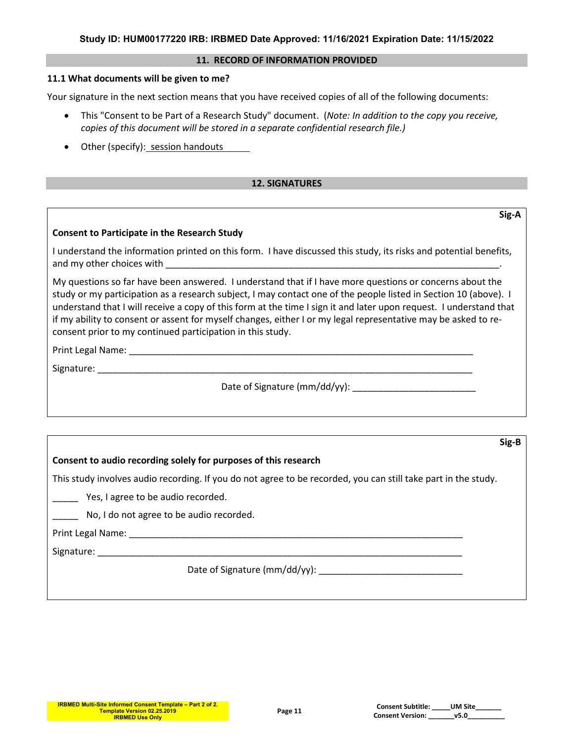## 11. RECORD OF INFORMATION PROVIDED

**11.1 What documents will be given to me?**

Your signature in the next section means that you have received copies of all of the following documents:

- This "Consent to be Part of a Research Study" document. (*Note: In addition to the copy you receive, copies of this document will be stored in a separate confidential research file.)*
- Other (specify): session handouts

## 12. SIGNATURES

**Sig-A**

**Consent to Participate in the Research Study**

I understand the information printed on this form. I have discussed this study, its risks and potential benefits, and my other choices with ___________________________________________________________________.

My questions so far have been answered. I understand that if I have more questions or concerns about the study or my participation as a research subject, I may contact one of the people listed in Section 10 (above). I understand that I will receive a copy of this form at the time I sign it and later upon request. I understand that if my ability to consent or assent for myself changes, either I or my legal representative may be asked to re-consent prior to my continued participation in this study.

Print Legal Name: ___________________________________________________________________

Signature: _________________________________________________________________________

Date of Signature (mm/dd/yy): ________________________

**Sig-B**

**Consent to audio recording solely for purposes of this research**

This study involves audio recording. If you do not agree to be recorded, you can still take part in the study.

_____ Yes, I agree to be audio recorded.

_____ No, I do not agree to be audio recorded.

Print Legal Name: _________________________________________________________________

Signature: _______________________________________________________________________

Date of Signature (mm/dd/yy): ____________________________

IRBMED Multi-Site Informed Consent Template – Part 2 of 2.
Template Version 02.25.2019
IRBMED Use Only

Consent Subtitle: _____UM Site_______
Consent Version: _______v5.0_________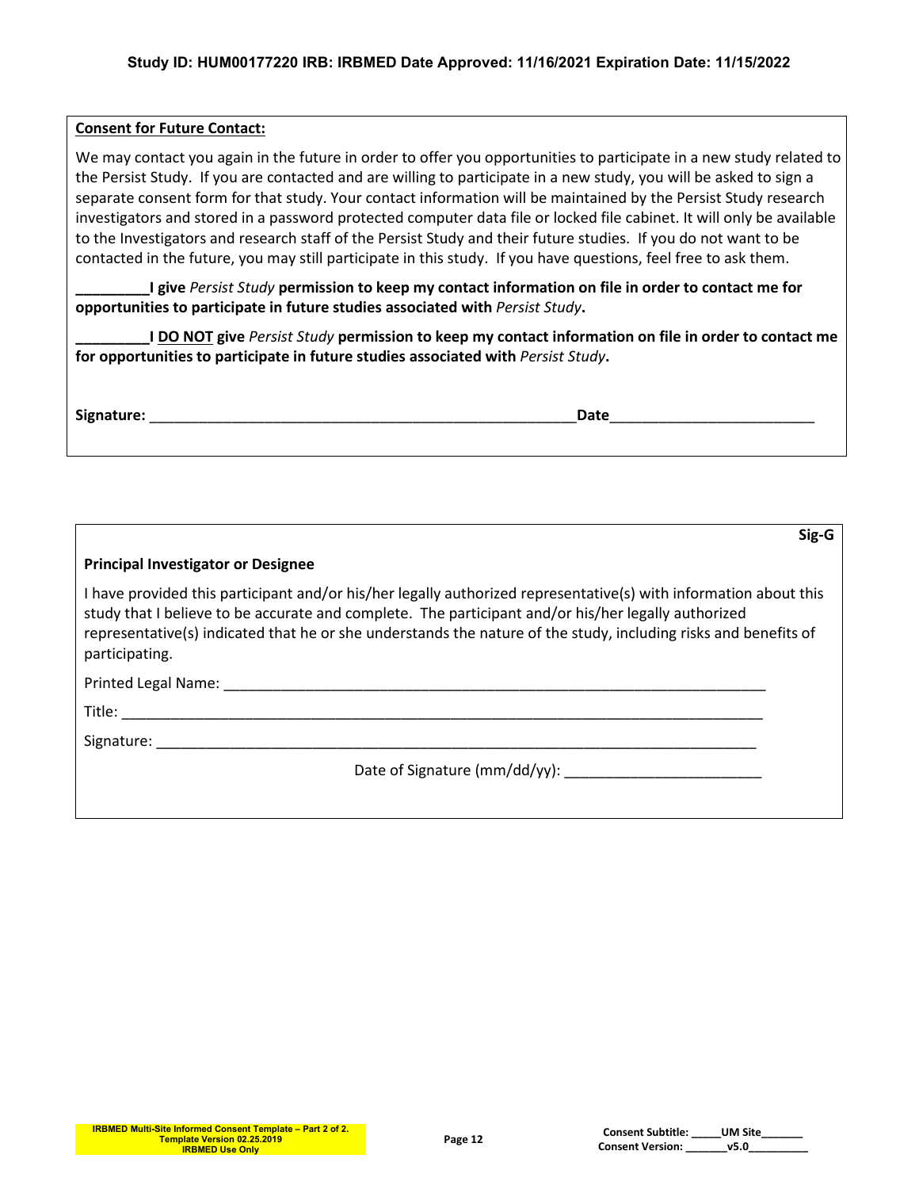**Consent for Future Contact:**

We may contact you again in the future in order to offer you opportunities to participate in a new study related to the Persist Study. If you are contacted and are willing to participate in a new study, you will be asked to sign a separate consent form for that study. Your contact information will be maintained by the Persist Study research investigators and stored in a password protected computer data file or locked file cabinet. It will only be available to the Investigators and research staff of the Persist Study and their future studies. If you do not want to be contacted in the future, you may still participate in this study. If you have questions, feel free to ask them.

**_________I give *Persist Study* permission to keep my contact information on file in order to contact me for opportunities to participate in future studies associated with *Persist Study*.**

**_________I <u>DO NOT</u> give *Persist Study* permission to keep my contact information on file in order to contact me for opportunities to participate in future studies associated with *Persist Study*.**

**Signature:** _______________________________________________________**Date**__________________________

**Sig-G**

**Principal Investigator or Designee**

I have provided this participant and/or his/her legally authorized representative(s) with information about this study that I believe to be accurate and complete. The participant and/or his/her legally authorized representative(s) indicated that he or she understands the nature of the study, including risks and benefits of participating.

Printed Legal Name: ______________________________________________________________________

Title: ____________________________________________________________________________________

Signature: ______________________________________________________________________________

Date of Signature (mm/dd/yy): _________________________